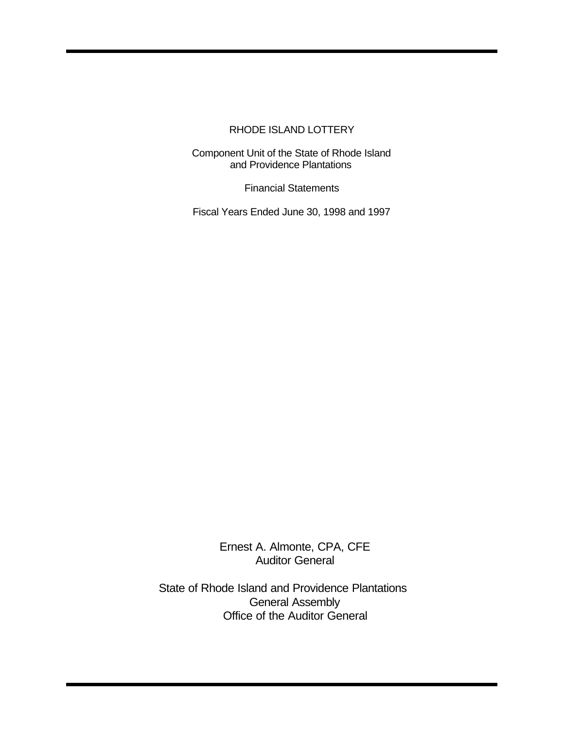# RHODE ISLAND LOTTERY

Component Unit of the State of Rhode Island and Providence Plantations

Financial Statements

Fiscal Years Ended June 30, 1998 and 1997

Ernest A. Almonte, CPA, CFE
Auditor General

State of Rhode Island and Providence Plantations
General Assembly
Office of the Auditor General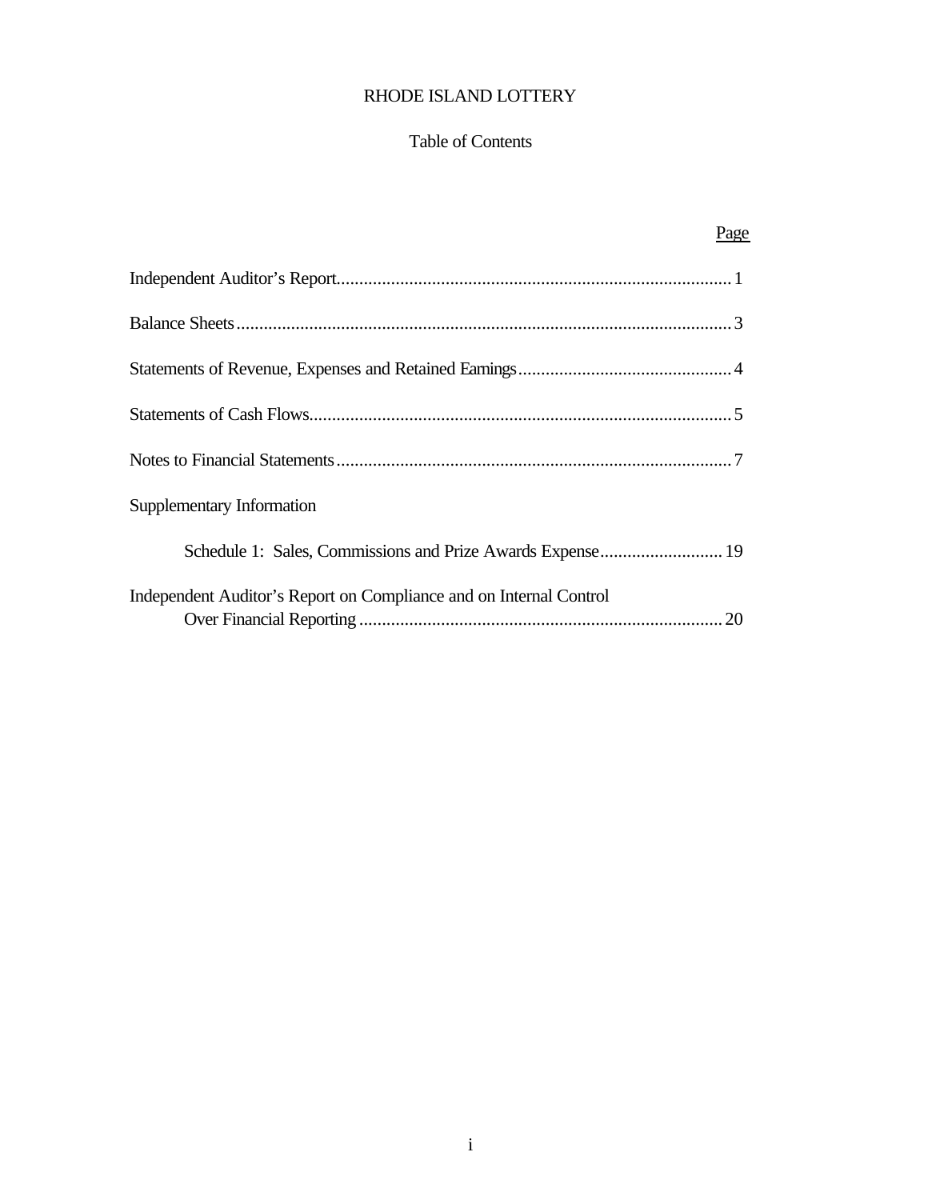# RHODE ISLAND LOTTERY

## Table of Contents

| | Page |
|---|---|
| Independent Auditor's Report | 1 |
| Balance Sheets | 3 |
| Statements of Revenue, Expenses and Retained Earnings | 4 |
| Statements of Cash Flows | 5 |
| Notes to Financial Statements | 7 |
| Supplementary Information | |
| Schedule 1: Sales, Commissions and Prize Awards Expense | 19 |
| Independent Auditor's Report on Compliance and on Internal Control Over Financial Reporting | 20 |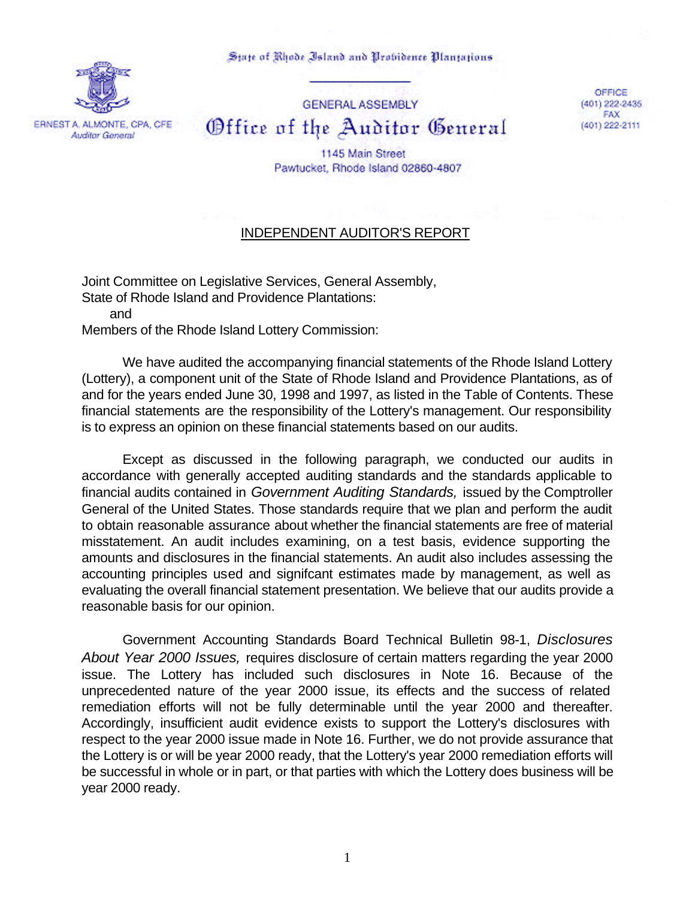State of Rhode Island and Providence Plantations

ERNEST A. ALMONTE, CPA, CFE
*Auditor General*

GENERAL ASSEMBLY

# Office of the Auditor General

1145 Main Street
Pawtucket, Rhode Island 02860-4807

OFFICE
(401) 222-2435
FAX
(401) 222-2111

## INDEPENDENT AUDITOR'S REPORT

Joint Committee on Legislative Services, General Assembly,
State of Rhode Island and Providence Plantations:
and
Members of the Rhode Island Lottery Commission:

We have audited the accompanying financial statements of the Rhode Island Lottery (Lottery), a component unit of the State of Rhode Island and Providence Plantations, as of and for the years ended June 30, 1998 and 1997, as listed in the Table of Contents. These financial statements are the responsibility of the Lottery's management. Our responsibility is to express an opinion on these financial statements based on our audits.

Except as discussed in the following paragraph, we conducted our audits in accordance with generally accepted auditing standards and the standards applicable to financial audits contained in *Government Auditing Standards,* issued by the Comptroller General of the United States. Those standards require that we plan and perform the audit to obtain reasonable assurance about whether the financial statements are free of material misstatement. An audit includes examining, on a test basis, evidence supporting the amounts and disclosures in the financial statements. An audit also includes assessing the accounting principles used and signifcant estimates made by management, as well as evaluating the overall financial statement presentation. We believe that our audits provide a reasonable basis for our opinion.

Government Accounting Standards Board Technical Bulletin 98-1, *Disclosures About Year 2000 Issues,* requires disclosure of certain matters regarding the year 2000 issue. The Lottery has included such disclosures in Note 16. Because of the unprecedented nature of the year 2000 issue, its effects and the success of related remediation efforts will not be fully determinable until the year 2000 and thereafter. Accordingly, insufficient audit evidence exists to support the Lottery's disclosures with respect to the year 2000 issue made in Note 16. Further, we do not provide assurance that the Lottery is or will be year 2000 ready, that the Lottery's year 2000 remediation efforts will be successful in whole or in part, or that parties with which the Lottery does business will be year 2000 ready.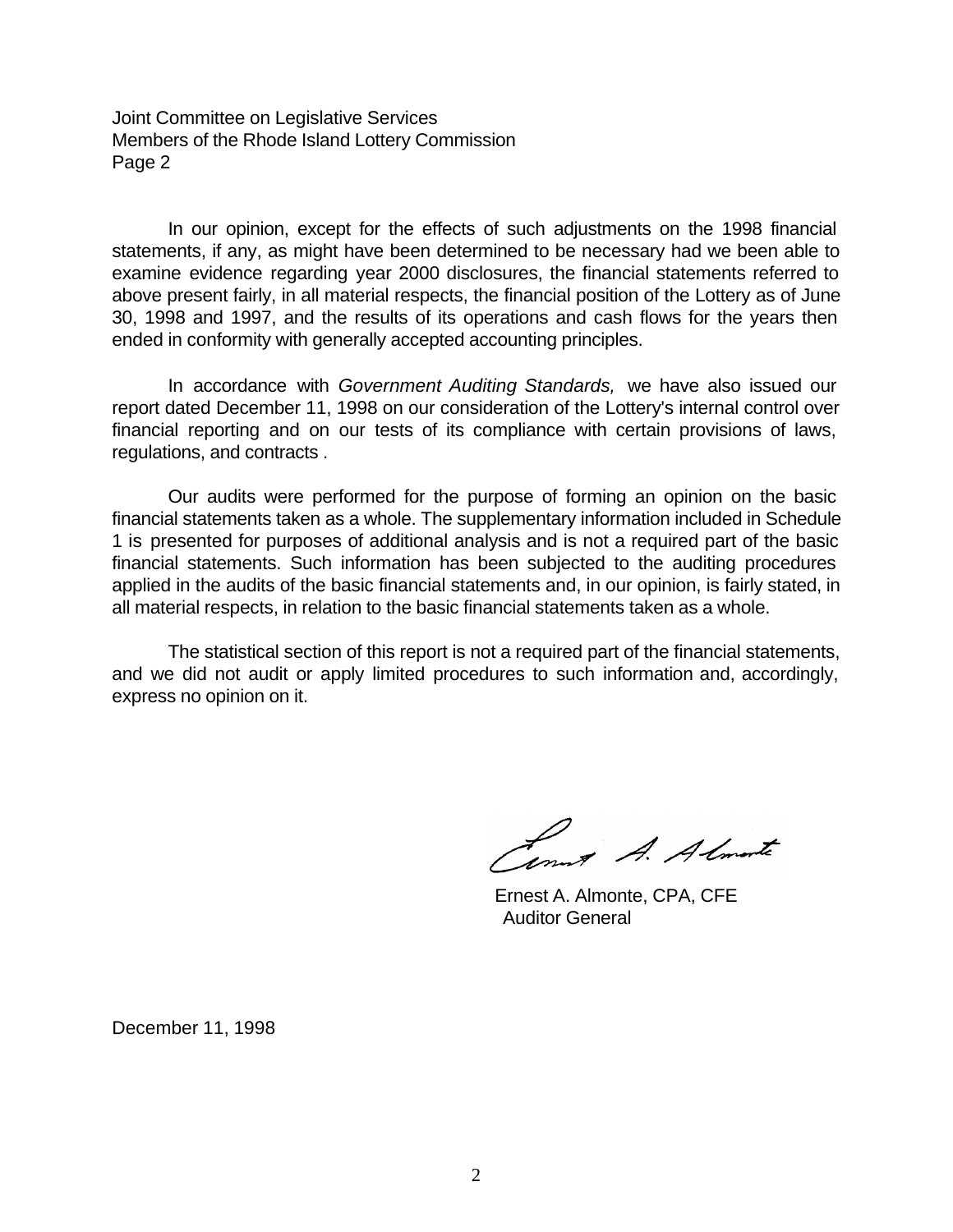Joint Committee on Legislative Services
Members of the Rhode Island Lottery Commission
Page 2

In our opinion, except for the effects of such adjustments on the 1998 financial statements, if any, as might have been determined to be necessary had we been able to examine evidence regarding year 2000 disclosures, the financial statements referred to above present fairly, in all material respects, the financial position of the Lottery as of June 30, 1998 and 1997, and the results of its operations and cash flows for the years then ended in conformity with generally accepted accounting principles.

In accordance with *Government Auditing Standards,* we have also issued our report dated December 11, 1998 on our consideration of the Lottery's internal control over financial reporting and on our tests of its compliance with certain provisions of laws, regulations, and contracts .

Our audits were performed for the purpose of forming an opinion on the basic financial statements taken as a whole. The supplementary information included in Schedule 1 is presented for purposes of additional analysis and is not a required part of the basic financial statements. Such information has been subjected to the auditing procedures applied in the audits of the basic financial statements and, in our opinion, is fairly stated, in all material respects, in relation to the basic financial statements taken as a whole.

The statistical section of this report is not a required part of the financial statements, and we did not audit or apply limited procedures to such information and, accordingly, express no opinion on it.

Ernest A. Almonte, CPA, CFE
Auditor General

December 11, 1998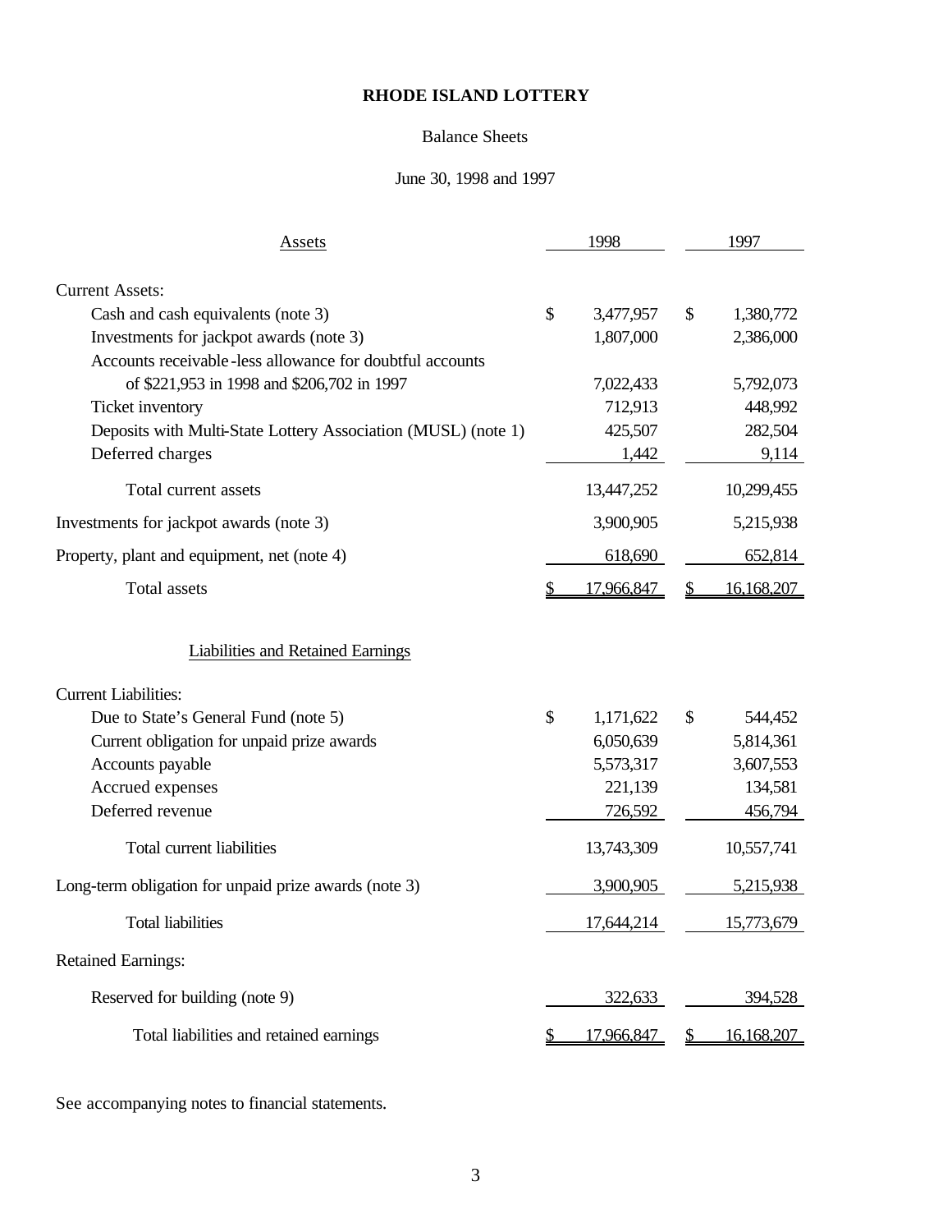# RHODE ISLAND LOTTERY

Balance Sheets

June 30, 1998 and 1997

| Assets | 1998 | 1997 |
|---|---|---|
| **Current Assets:** | | |
| Cash and cash equivalents (note 3) | $ 3,477,957 | $ 1,380,772 |
| Investments for jackpot awards (note 3) | 1,807,000 | 2,386,000 |
| Accounts receivable-less allowance for doubtful accounts of $221,953 in 1998 and $206,702 in 1997 | 7,022,433 | 5,792,073 |
| Ticket inventory | 712,913 | 448,992 |
| Deposits with Multi-State Lottery Association (MUSL) (note 1) | 425,507 | 282,504 |
| Deferred charges | 1,442 | 9,114 |
| Total current assets | 13,447,252 | 10,299,455 |
| Investments for jackpot awards (note 3) | 3,900,905 | 5,215,938 |
| Property, plant and equipment, net (note 4) | 618,690 | 652,814 |
| Total assets | $ 17,966,847 | $ 16,168,207 |

| Liabilities and Retained Earnings | 1998 | 1997 |
|---|---|---|
| **Current Liabilities:** | | |
| Due to State's General Fund (note 5) | $ 1,171,622 | $ 544,452 |
| Current obligation for unpaid prize awards | 6,050,639 | 5,814,361 |
| Accounts payable | 5,573,317 | 3,607,553 |
| Accrued expenses | 221,139 | 134,581 |
| Deferred revenue | 726,592 | 456,794 |
| Total current liabilities | 13,743,309 | 10,557,741 |
| Long-term obligation for unpaid prize awards (note 3) | 3,900,905 | 5,215,938 |
| Total liabilities | 17,644,214 | 15,773,679 |
| **Retained Earnings:** | | |
| Reserved for building (note 9) | 322,633 | 394,528 |
| Total liabilities and retained earnings | $ 17,966,847 | $ 16,168,207 |

See accompanying notes to financial statements.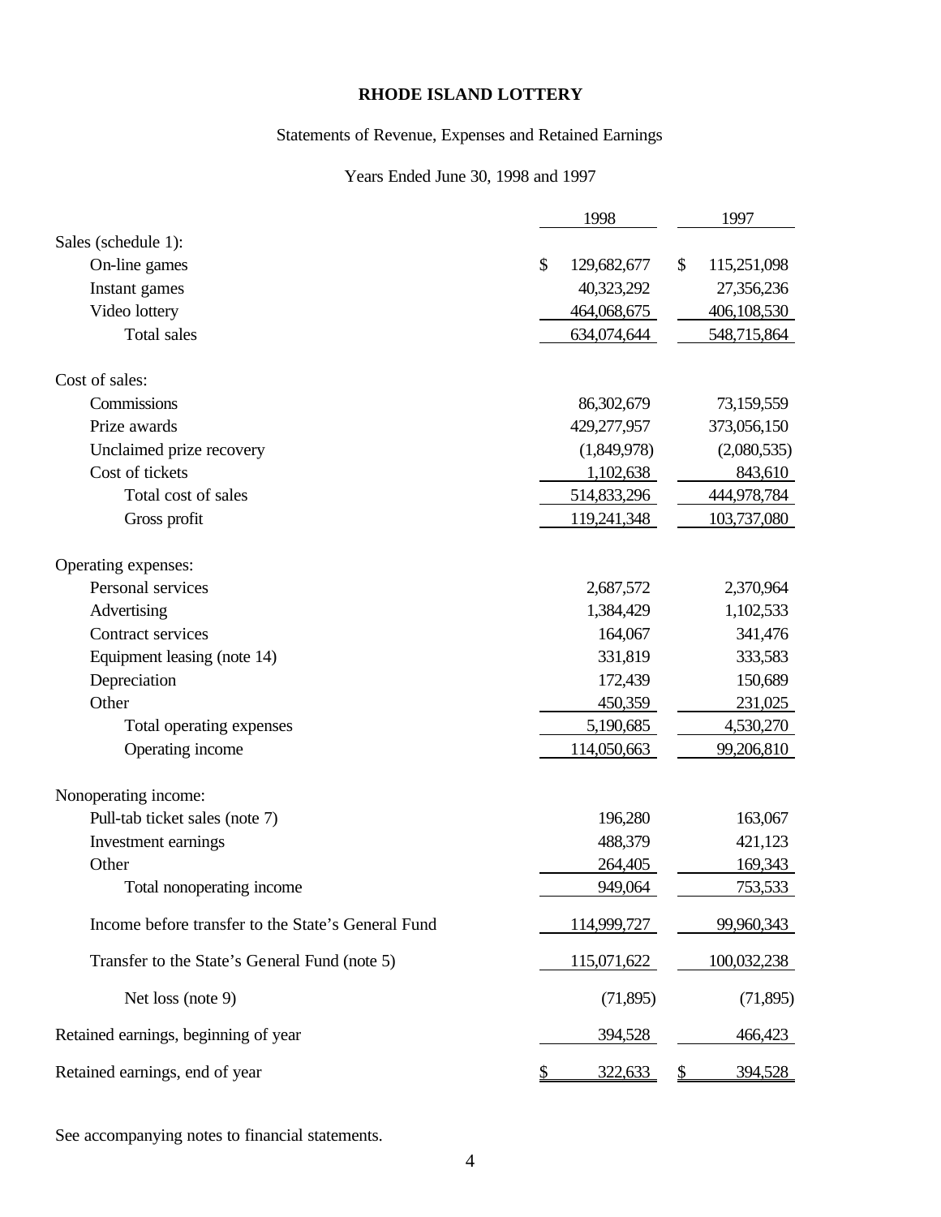**RHODE ISLAND LOTTERY**

Statements of Revenue, Expenses and Retained Earnings

Years Ended June 30, 1998 and 1997

| | 1998 | 1997 |
|---|---|---|
| Sales (schedule 1): | | |
| On-line games | $ 129,682,677 | $ 115,251,098 |
| Instant games | 40,323,292 | 27,356,236 |
| Video lottery | 464,068,675 | 406,108,530 |
| Total sales | 634,074,644 | 548,715,864 |
| Cost of sales: | | |
| Commissions | 86,302,679 | 73,159,559 |
| Prize awards | 429,277,957 | 373,056,150 |
| Unclaimed prize recovery | (1,849,978) | (2,080,535) |
| Cost of tickets | 1,102,638 | 843,610 |
| Total cost of sales | 514,833,296 | 444,978,784 |
| Gross profit | 119,241,348 | 103,737,080 |
| Operating expenses: | | |
| Personal services | 2,687,572 | 2,370,964 |
| Advertising | 1,384,429 | 1,102,533 |
| Contract services | 164,067 | 341,476 |
| Equipment leasing (note 14) | 331,819 | 333,583 |
| Depreciation | 172,439 | 150,689 |
| Other | 450,359 | 231,025 |
| Total operating expenses | 5,190,685 | 4,530,270 |
| Operating income | 114,050,663 | 99,206,810 |
| Nonoperating income: | | |
| Pull-tab ticket sales (note 7) | 196,280 | 163,067 |
| Investment earnings | 488,379 | 421,123 |
| Other | 264,405 | 169,343 |
| Total nonoperating income | 949,064 | 753,533 |
| Income before transfer to the State's General Fund | 114,999,727 | 99,960,343 |
| Transfer to the State's General Fund (note 5) | 115,071,622 | 100,032,238 |
| Net loss (note 9) | (71,895) | (71,895) |
| Retained earnings, beginning of year | 394,528 | 466,423 |
| Retained earnings, end of year | $ 322,633 | $ 394,528 |

See accompanying notes to financial statements.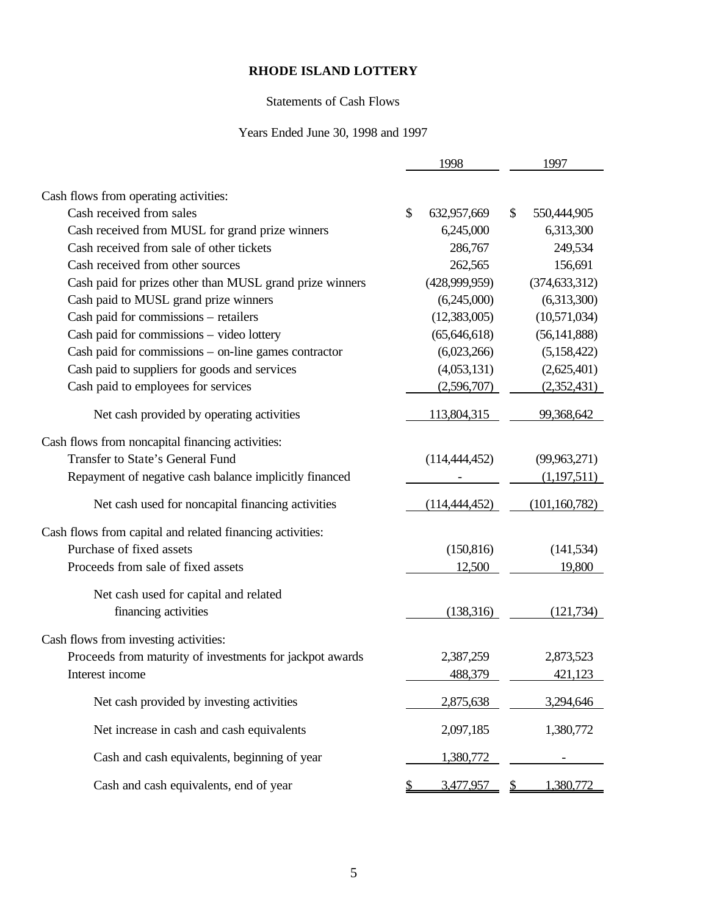# RHODE ISLAND LOTTERY

Statements of Cash Flows

Years Ended June 30, 1998 and 1997

| | 1998 | 1997 |
|---|---|---|
| Cash flows from operating activities: | | |
| Cash received from sales | $ 632,957,669 | $ 550,444,905 |
| Cash received from MUSL for grand prize winners | 6,245,000 | 6,313,300 |
| Cash received from sale of other tickets | 286,767 | 249,534 |
| Cash received from other sources | 262,565 | 156,691 |
| Cash paid for prizes other than MUSL grand prize winners | (428,999,959) | (374,633,312) |
| Cash paid to MUSL grand prize winners | (6,245,000) | (6,313,300) |
| Cash paid for commissions – retailers | (12,383,005) | (10,571,034) |
| Cash paid for commissions – video lottery | (65,646,618) | (56,141,888) |
| Cash paid for commissions – on-line games contractor | (6,023,266) | (5,158,422) |
| Cash paid to suppliers for goods and services | (4,053,131) | (2,625,401) |
| Cash paid to employees for services | (2,596,707) | (2,352,431) |
| Net cash provided by operating activities | 113,804,315 | 99,368,642 |
| Cash flows from noncapital financing activities: | | |
| Transfer to State's General Fund | (114,444,452) | (99,963,271) |
| Repayment of negative cash balance implicitly financed | - | (1,197,511) |
| Net cash used for noncapital financing activities | (114,444,452) | (101,160,782) |
| Cash flows from capital and related financing activities: | | |
| Purchase of fixed assets | (150,816) | (141,534) |
| Proceeds from sale of fixed assets | 12,500 | 19,800 |
| Net cash used for capital and related financing activities | (138,316) | (121,734) |
| Cash flows from investing activities: | | |
| Proceeds from maturity of investments for jackpot awards | 2,387,259 | 2,873,523 |
| Interest income | 488,379 | 421,123 |
| Net cash provided by investing activities | 2,875,638 | 3,294,646 |
| Net increase in cash and cash equivalents | 2,097,185 | 1,380,772 |
| Cash and cash equivalents, beginning of year | 1,380,772 | - |
| Cash and cash equivalents, end of year | $ 3,477,957 | $ 1,380,772 |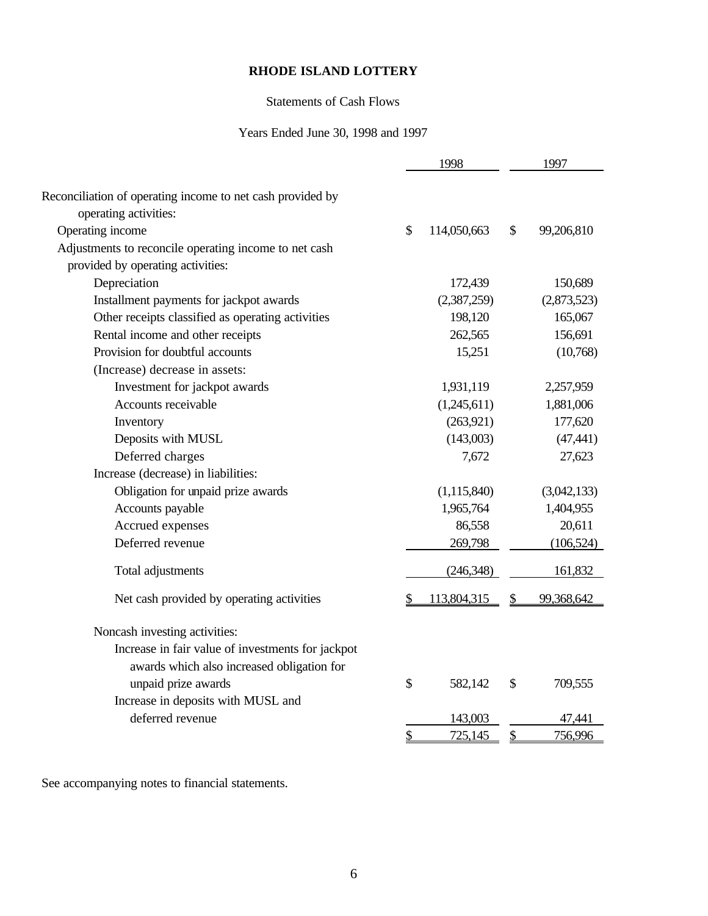# RHODE ISLAND LOTTERY

Statements of Cash Flows

Years Ended June 30, 1998 and 1997

| | 1998 | 1997 |
|---|---|---|
| Reconciliation of operating income to net cash provided by operating activities: | | |
| Operating income | $ 114,050,663 | $ 99,206,810 |
| Adjustments to reconcile operating income to net cash provided by operating activities: | | |
| Depreciation | 172,439 | 150,689 |
| Installment payments for jackpot awards | (2,387,259) | (2,873,523) |
| Other receipts classified as operating activities | 198,120 | 165,067 |
| Rental income and other receipts | 262,565 | 156,691 |
| Provision for doubtful accounts | 15,251 | (10,768) |
| (Increase) decrease in assets: | | |
| Investment for jackpot awards | 1,931,119 | 2,257,959 |
| Accounts receivable | (1,245,611) | 1,881,006 |
| Inventory | (263,921) | 177,620 |
| Deposits with MUSL | (143,003) | (47,441) |
| Deferred charges | 7,672 | 27,623 |
| Increase (decrease) in liabilities: | | |
| Obligation for unpaid prize awards | (1,115,840) | (3,042,133) |
| Accounts payable | 1,965,764 | 1,404,955 |
| Accrued expenses | 86,558 | 20,611 |
| Deferred revenue | 269,798 | (106,524) |
| Total adjustments | (246,348) | 161,832 |
| Net cash provided by operating activities | $ 113,804,315 | $ 99,368,642 |
| Noncash investing activities: | | |
| Increase in fair value of investments for jackpot awards which also increased obligation for unpaid prize awards | $ 582,142 | $ 709,555 |
| Increase in deposits with MUSL and deferred revenue | 143,003 | 47,441 |
| | $ 725,145 | $ 756,996 |

See accompanying notes to financial statements.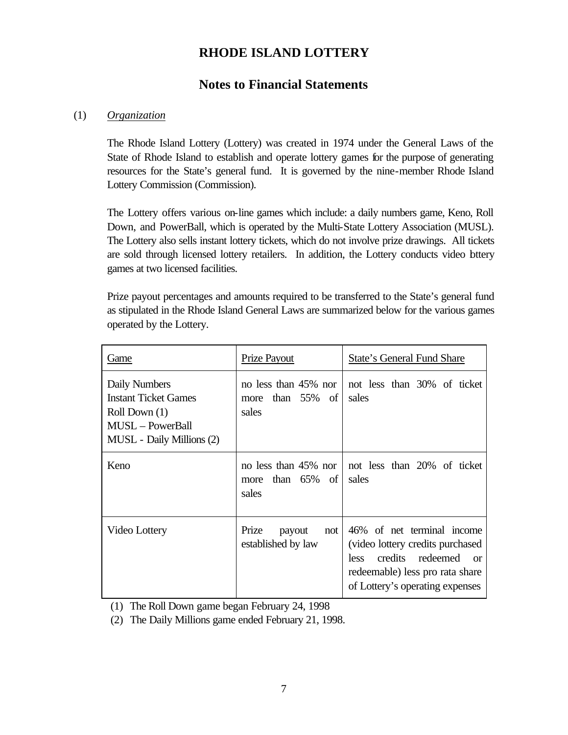# RHODE ISLAND LOTTERY

## Notes to Financial Statements

(1) *Organization*

The Rhode Island Lottery (Lottery) was created in 1974 under the General Laws of the State of Rhode Island to establish and operate lottery games for the purpose of generating resources for the State's general fund. It is governed by the nine-member Rhode Island Lottery Commission (Commission).

The Lottery offers various on-line games which include: a daily numbers game, Keno, Roll Down, and PowerBall, which is operated by the Multi-State Lottery Association (MUSL). The Lottery also sells instant lottery tickets, which do not involve prize drawings. All tickets are sold through licensed lottery retailers. In addition, the Lottery conducts video bttery games at two licensed facilities.

Prize payout percentages and amounts required to be transferred to the State's general fund as stipulated in the Rhode Island General Laws are summarized below for the various games operated by the Lottery.

| Game | Prize Payout | State's General Fund Share |
|---|---|---|
| Daily Numbers<br>Instant Ticket Games<br>Roll Down (1)<br>MUSL – PowerBall<br>MUSL - Daily Millions (2) | no less than 45% nor more than 55% of sales | not less than 30% of ticket sales |
| Keno | no less than 45% nor more than 65% of sales | not less than 20% of ticket sales |
| Video Lottery | Prize payout not established by law | 46% of net terminal income (video lottery credits purchased less credits redeemed or redeemable) less pro rata share of Lottery's operating expenses |

(1) The Roll Down game began February 24, 1998

(2) The Daily Millions game ended February 21, 1998.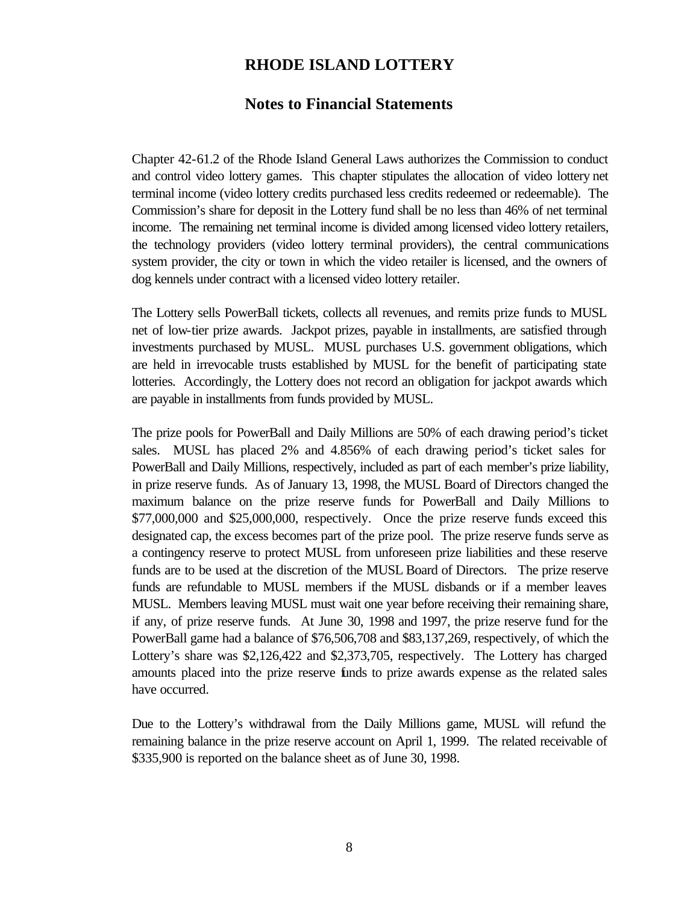# RHODE ISLAND LOTTERY

## Notes to Financial Statements

Chapter 42-61.2 of the Rhode Island General Laws authorizes the Commission to conduct and control video lottery games. This chapter stipulates the allocation of video lottery net terminal income (video lottery credits purchased less credits redeemed or redeemable). The Commission's share for deposit in the Lottery fund shall be no less than 46% of net terminal income. The remaining net terminal income is divided among licensed video lottery retailers, the technology providers (video lottery terminal providers), the central communications system provider, the city or town in which the video retailer is licensed, and the owners of dog kennels under contract with a licensed video lottery retailer.

The Lottery sells PowerBall tickets, collects all revenues, and remits prize funds to MUSL net of low-tier prize awards. Jackpot prizes, payable in installments, are satisfied through investments purchased by MUSL. MUSL purchases U.S. government obligations, which are held in irrevocable trusts established by MUSL for the benefit of participating state lotteries. Accordingly, the Lottery does not record an obligation for jackpot awards which are payable in installments from funds provided by MUSL.

The prize pools for PowerBall and Daily Millions are 50% of each drawing period's ticket sales. MUSL has placed 2% and 4.856% of each drawing period's ticket sales for PowerBall and Daily Millions, respectively, included as part of each member's prize liability, in prize reserve funds. As of January 13, 1998, the MUSL Board of Directors changed the maximum balance on the prize reserve funds for PowerBall and Daily Millions to \$77,000,000 and \$25,000,000, respectively. Once the prize reserve funds exceed this designated cap, the excess becomes part of the prize pool. The prize reserve funds serve as a contingency reserve to protect MUSL from unforeseen prize liabilities and these reserve funds are to be used at the discretion of the MUSL Board of Directors. The prize reserve funds are refundable to MUSL members if the MUSL disbands or if a member leaves MUSL. Members leaving MUSL must wait one year before receiving their remaining share, if any, of prize reserve funds. At June 30, 1998 and 1997, the prize reserve fund for the PowerBall game had a balance of \$76,506,708 and \$83,137,269, respectively, of which the Lottery's share was \$2,126,422 and \$2,373,705, respectively. The Lottery has charged amounts placed into the prize reserve funds to prize awards expense as the related sales have occurred.

Due to the Lottery's withdrawal from the Daily Millions game, MUSL will refund the remaining balance in the prize reserve account on April 1, 1999. The related receivable of \$335,900 is reported on the balance sheet as of June 30, 1998.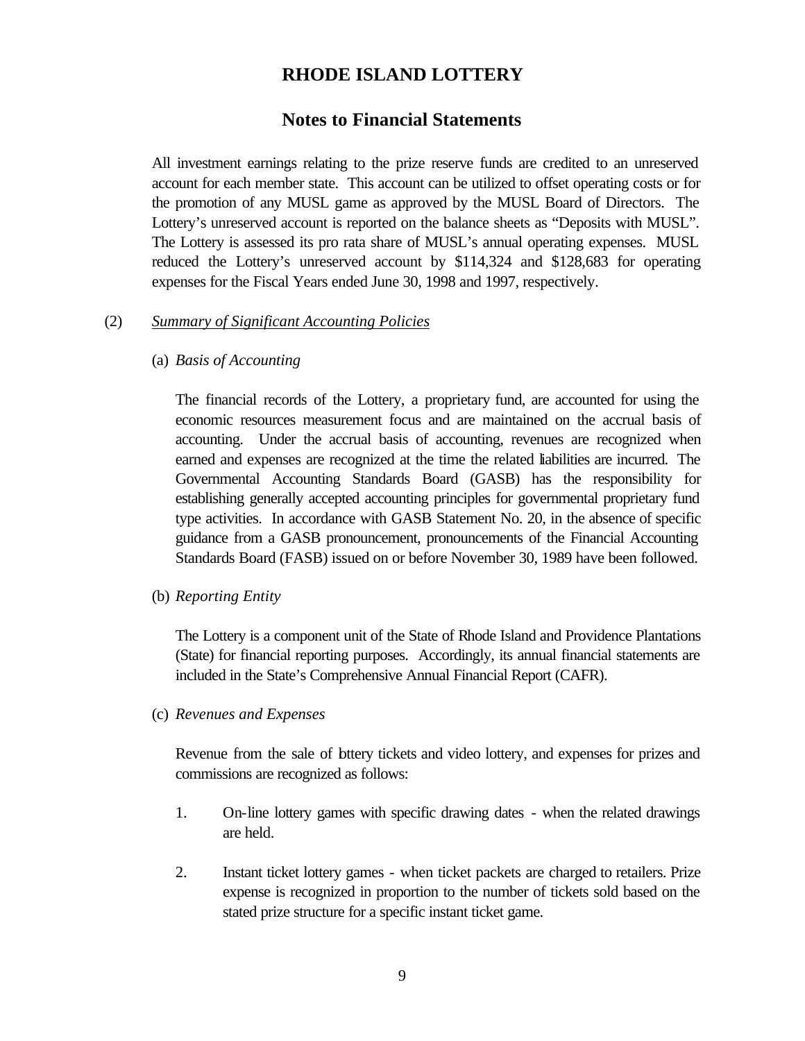# RHODE ISLAND LOTTERY

## Notes to Financial Statements

All investment earnings relating to the prize reserve funds are credited to an unreserved account for each member state. This account can be utilized to offset operating costs or for the promotion of any MUSL game as approved by the MUSL Board of Directors. The Lottery's unreserved account is reported on the balance sheets as "Deposits with MUSL". The Lottery is assessed its pro rata share of MUSL's annual operating expenses. MUSL reduced the Lottery's unreserved account by $114,324 and $128,683 for operating expenses for the Fiscal Years ended June 30, 1998 and 1997, respectively.

(2) *Summary of Significant Accounting Policies*

(a) *Basis of Accounting*

The financial records of the Lottery, a proprietary fund, are accounted for using the economic resources measurement focus and are maintained on the accrual basis of accounting. Under the accrual basis of accounting, revenues are recognized when earned and expenses are recognized at the time the related liabilities are incurred. The Governmental Accounting Standards Board (GASB) has the responsibility for establishing generally accepted accounting principles for governmental proprietary fund type activities. In accordance with GASB Statement No. 20, in the absence of specific guidance from a GASB pronouncement, pronouncements of the Financial Accounting Standards Board (FASB) issued on or before November 30, 1989 have been followed.

(b) *Reporting Entity*

The Lottery is a component unit of the State of Rhode Island and Providence Plantations (State) for financial reporting purposes. Accordingly, its annual financial statements are included in the State's Comprehensive Annual Financial Report (CAFR).

(c) *Revenues and Expenses*

Revenue from the sale of lottery tickets and video lottery, and expenses for prizes and commissions are recognized as follows:

1. On-line lottery games with specific drawing dates - when the related drawings are held.

2. Instant ticket lottery games - when ticket packets are charged to retailers. Prize expense is recognized in proportion to the number of tickets sold based on the stated prize structure for a specific instant ticket game.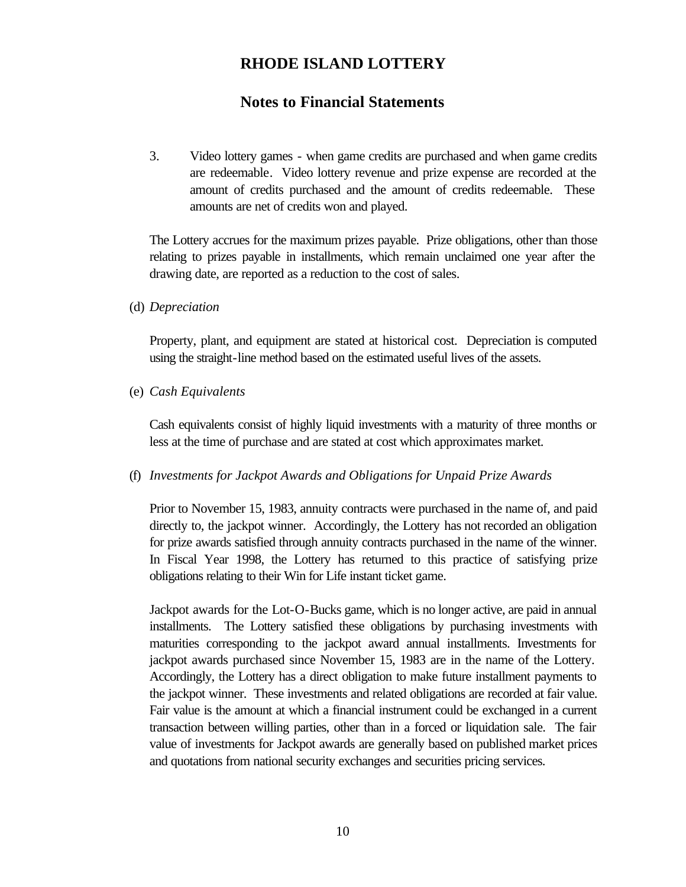3. Video lottery games - when game credits are purchased and when game credits are redeemable. Video lottery revenue and prize expense are recorded at the amount of credits purchased and the amount of credits redeemable. These amounts are net of credits won and played.

The Lottery accrues for the maximum prizes payable. Prize obligations, other than those relating to prizes payable in installments, which remain unclaimed one year after the drawing date, are reported as a reduction to the cost of sales.

(d) *Depreciation*

Property, plant, and equipment are stated at historical cost. Depreciation is computed using the straight-line method based on the estimated useful lives of the assets.

(e) *Cash Equivalents*

Cash equivalents consist of highly liquid investments with a maturity of three months or less at the time of purchase and are stated at cost which approximates market.

(f) *Investments for Jackpot Awards and Obligations for Unpaid Prize Awards*

Prior to November 15, 1983, annuity contracts were purchased in the name of, and paid directly to, the jackpot winner. Accordingly, the Lottery has not recorded an obligation for prize awards satisfied through annuity contracts purchased in the name of the winner. In Fiscal Year 1998, the Lottery has returned to this practice of satisfying prize obligations relating to their Win for Life instant ticket game.

Jackpot awards for the Lot-O-Bucks game, which is no longer active, are paid in annual installments. The Lottery satisfied these obligations by purchasing investments with maturities corresponding to the jackpot award annual installments. Investments for jackpot awards purchased since November 15, 1983 are in the name of the Lottery. Accordingly, the Lottery has a direct obligation to make future installment payments to the jackpot winner. These investments and related obligations are recorded at fair value. Fair value is the amount at which a financial instrument could be exchanged in a current transaction between willing parties, other than in a forced or liquidation sale. The fair value of investments for Jackpot awards are generally based on published market prices and quotations from national security exchanges and securities pricing services.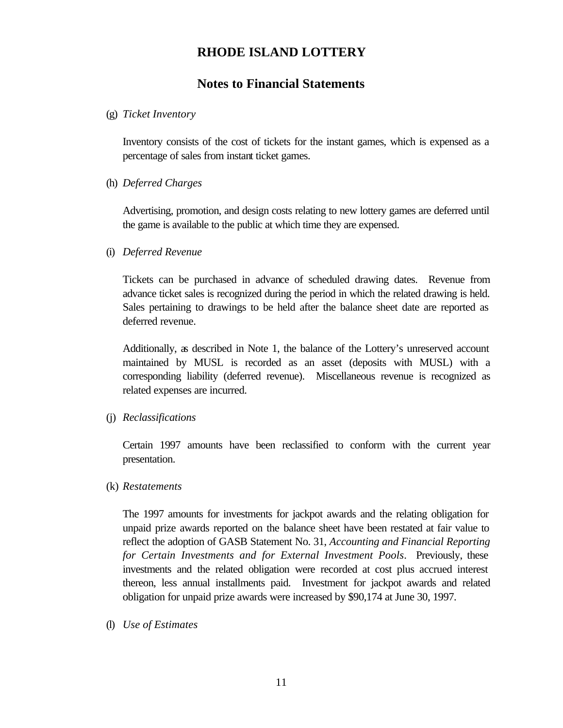# RHODE ISLAND LOTTERY

## Notes to Financial Statements

(g) *Ticket Inventory*

Inventory consists of the cost of tickets for the instant games, which is expensed as a percentage of sales from instant ticket games.

(h) *Deferred Charges*

Advertising, promotion, and design costs relating to new lottery games are deferred until the game is available to the public at which time they are expensed.

(i) *Deferred Revenue*

Tickets can be purchased in advance of scheduled drawing dates. Revenue from advance ticket sales is recognized during the period in which the related drawing is held. Sales pertaining to drawings to be held after the balance sheet date are reported as deferred revenue.

Additionally, as described in Note 1, the balance of the Lottery's unreserved account maintained by MUSL is recorded as an asset (deposits with MUSL) with a corresponding liability (deferred revenue). Miscellaneous revenue is recognized as related expenses are incurred.

(j) *Reclassifications*

Certain 1997 amounts have been reclassified to conform with the current year presentation.

(k) *Restatements*

The 1997 amounts for investments for jackpot awards and the relating obligation for unpaid prize awards reported on the balance sheet have been restated at fair value to reflect the adoption of GASB Statement No. 31, *Accounting and Financial Reporting for Certain Investments and for External Investment Pools*. Previously, these investments and the related obligation were recorded at cost plus accrued interest thereon, less annual installments paid. Investment for jackpot awards and related obligation for unpaid prize awards were increased by $90,174 at June 30, 1997.

(l) *Use of Estimates*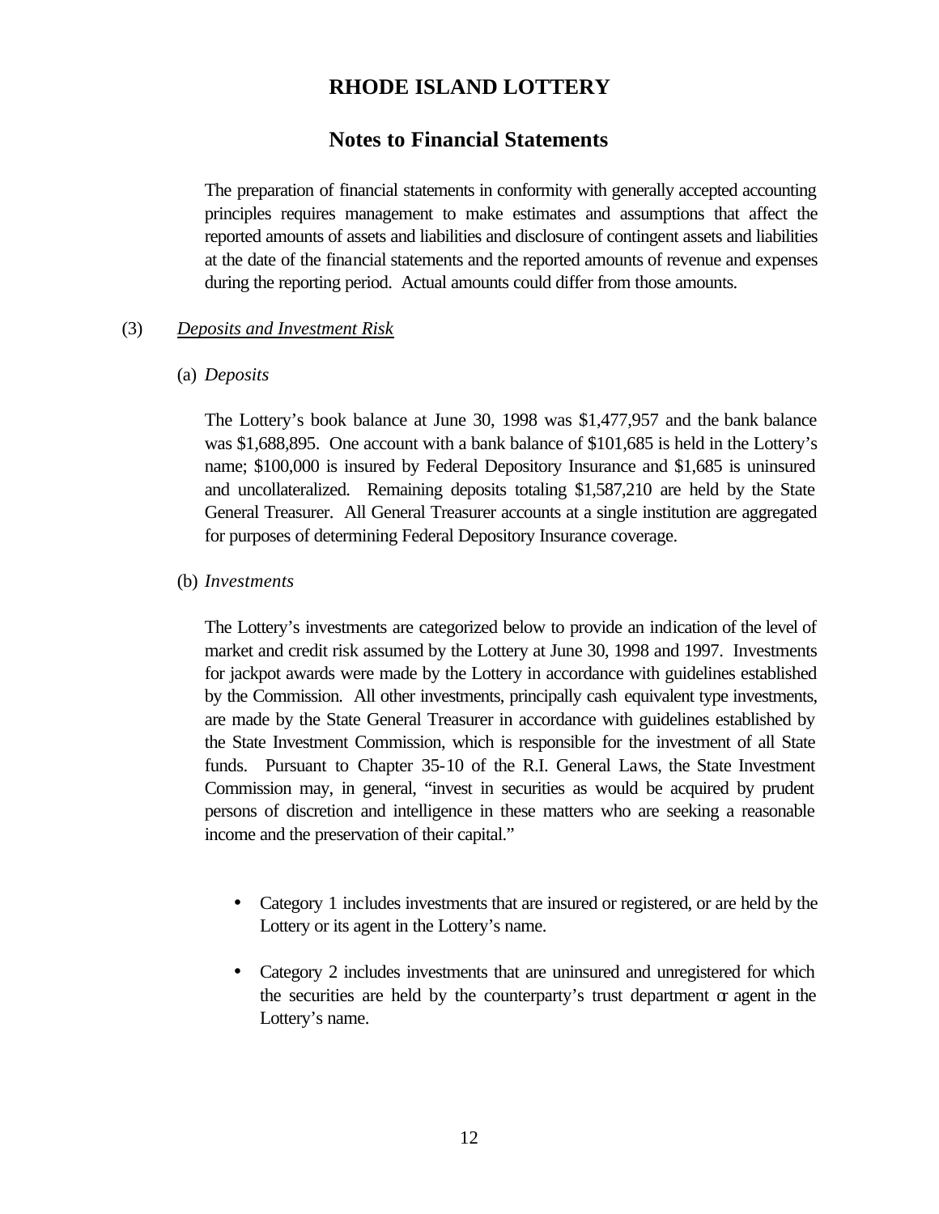# RHODE ISLAND LOTTERY

## Notes to Financial Statements

The preparation of financial statements in conformity with generally accepted accounting principles requires management to make estimates and assumptions that affect the reported amounts of assets and liabilities and disclosure of contingent assets and liabilities at the date of the financial statements and the reported amounts of revenue and expenses during the reporting period. Actual amounts could differ from those amounts.

(3) *Deposits and Investment Risk*

(a) *Deposits*

The Lottery's book balance at June 30, 1998 was $1,477,957 and the bank balance was $1,688,895. One account with a bank balance of $101,685 is held in the Lottery's name; $100,000 is insured by Federal Depository Insurance and $1,685 is uninsured and uncollateralized. Remaining deposits totaling $1,587,210 are held by the State General Treasurer. All General Treasurer accounts at a single institution are aggregated for purposes of determining Federal Depository Insurance coverage.

(b) *Investments*

The Lottery's investments are categorized below to provide an indication of the level of market and credit risk assumed by the Lottery at June 30, 1998 and 1997. Investments for jackpot awards were made by the Lottery in accordance with guidelines established by the Commission. All other investments, principally cash equivalent type investments, are made by the State General Treasurer in accordance with guidelines established by the State Investment Commission, which is responsible for the investment of all State funds. Pursuant to Chapter 35-10 of the R.I. General Laws, the State Investment Commission may, in general, "invest in securities as would be acquired by prudent persons of discretion and intelligence in these matters who are seeking a reasonable income and the preservation of their capital."

- Category 1 includes investments that are insured or registered, or are held by the Lottery or its agent in the Lottery's name.
- Category 2 includes investments that are uninsured and unregistered for which the securities are held by the counterparty's trust department or agent in the Lottery's name.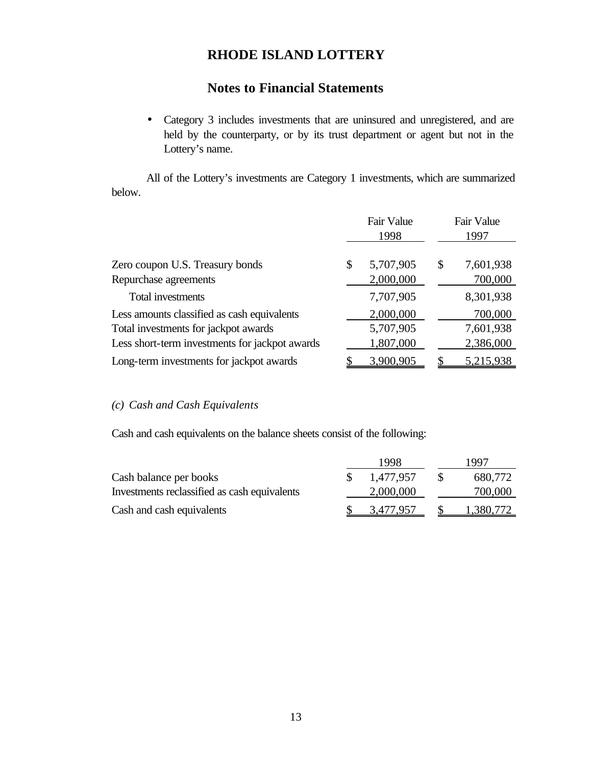# RHODE ISLAND LOTTERY

## Notes to Financial Statements

- Category 3 includes investments that are uninsured and unregistered, and are held by the counterparty, or by its trust department or agent but not in the Lottery's name.

All of the Lottery's investments are Category 1 investments, which are summarized below.

| | Fair Value 1998 | Fair Value 1997 |
|---|---|---|
| Zero coupon U.S. Treasury bonds | $ 5,707,905 | $ 7,601,938 |
| Repurchase agreements | 2,000,000 | 700,000 |
| Total investments | 7,707,905 | 8,301,938 |
| Less amounts classified as cash equivalents | 2,000,000 | 700,000 |
| Total investments for jackpot awards | 5,707,905 | 7,601,938 |
| Less short-term investments for jackpot awards | 1,807,000 | 2,386,000 |
| Long-term investments for jackpot awards | $ 3,900,905 | $ 5,215,938 |

*(c) Cash and Cash Equivalents*

Cash and cash equivalents on the balance sheets consist of the following:

| | 1998 | 1997 |
|---|---|---|
| Cash balance per books | $ 1,477,957 | $ 680,772 |
| Investments reclassified as cash equivalents | 2,000,000 | 700,000 |
| Cash and cash equivalents | $ 3,477,957 | $ 1,380,772 |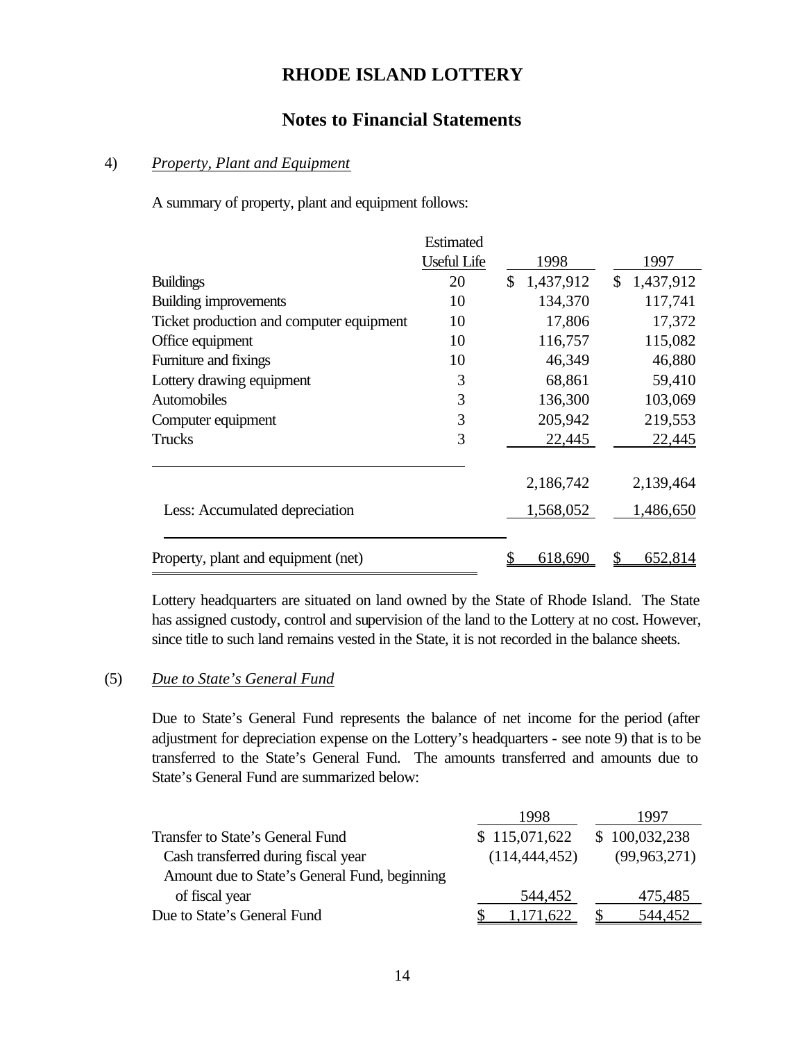# RHODE ISLAND LOTTERY

## Notes to Financial Statements

4) *Property, Plant and Equipment*

A summary of property, plant and equipment follows:

| | Estimated Useful Life | 1998 | 1997 |
|---|---|---|---|
| Buildings | 20 | $ 1,437,912 | $ 1,437,912 |
| Building improvements | 10 | 134,370 | 117,741 |
| Ticket production and computer equipment | 10 | 17,806 | 17,372 |
| Office equipment | 10 | 116,757 | 115,082 |
| Furniture and fixings | 10 | 46,349 | 46,880 |
| Lottery drawing equipment | 3 | 68,861 | 59,410 |
| Automobiles | 3 | 136,300 | 103,069 |
| Computer equipment | 3 | 205,942 | 219,553 |
| Trucks | 3 | 22,445 | 22,445 |
| | | 2,186,742 | 2,139,464 |
| Less: Accumulated depreciation | | 1,568,052 | 1,486,650 |
| Property, plant and equipment (net) | | $ 618,690 | $ 652,814 |

Lottery headquarters are situated on land owned by the State of Rhode Island. The State has assigned custody, control and supervision of the land to the Lottery at no cost. However, since title to such land remains vested in the State, it is not recorded in the balance sheets.

(5) *Due to State's General Fund*

Due to State's General Fund represents the balance of net income for the period (after adjustment for depreciation expense on the Lottery's headquarters - see note 9) that is to be transferred to the State's General Fund. The amounts transferred and amounts due to State's General Fund are summarized below:

| | 1998 | 1997 |
|---|---|---|
| Transfer to State's General Fund | $ 115,071,622 | $ 100,032,238 |
| Cash transferred during fiscal year | (114,444,452) | (99,963,271) |
| Amount due to State's General Fund, beginning of fiscal year | 544,452 | 475,485 |
| Due to State's General Fund | $ 1,171,622 | $ 544,452 |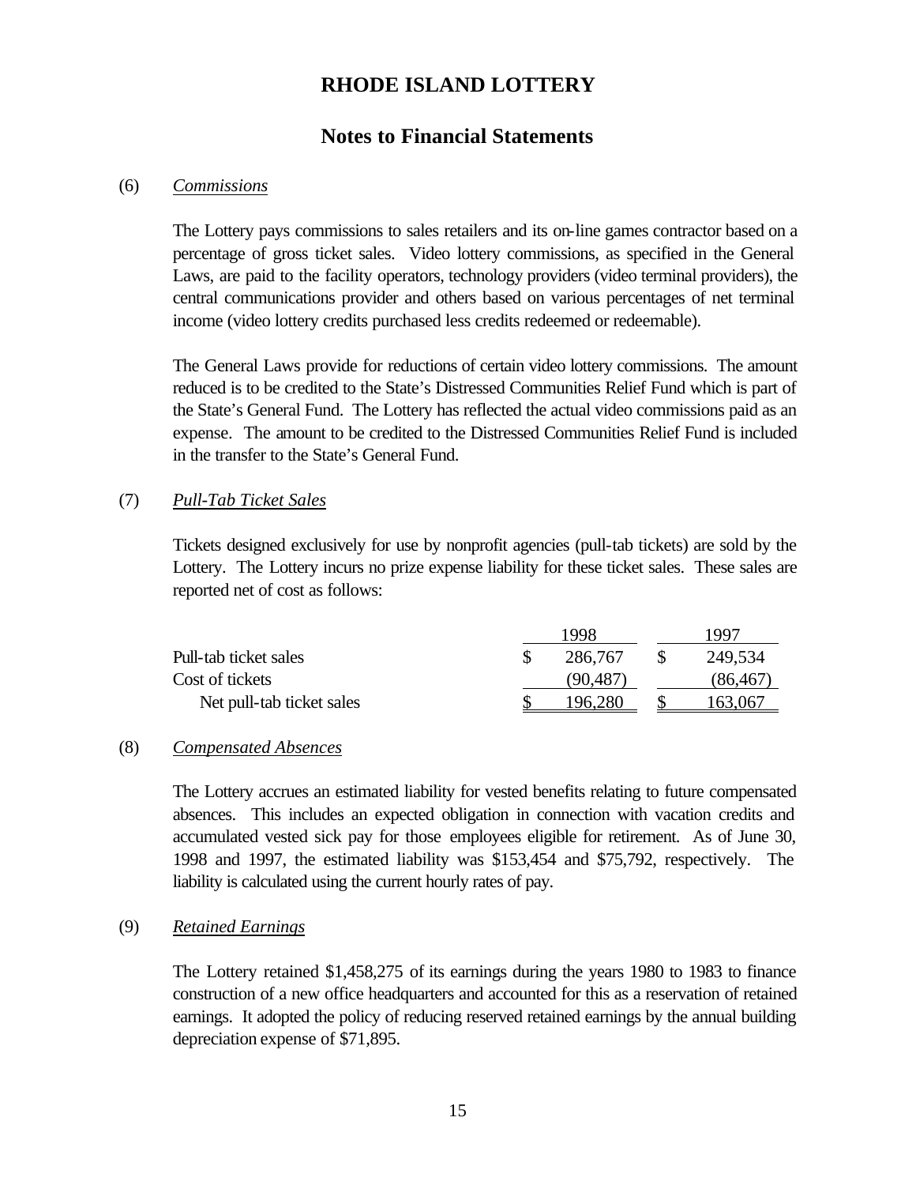# RHODE ISLAND LOTTERY

## Notes to Financial Statements

(6) *Commissions*

The Lottery pays commissions to sales retailers and its on-line games contractor based on a percentage of gross ticket sales. Video lottery commissions, as specified in the General Laws, are paid to the facility operators, technology providers (video terminal providers), the central communications provider and others based on various percentages of net terminal income (video lottery credits purchased less credits redeemed or redeemable).

The General Laws provide for reductions of certain video lottery commissions. The amount reduced is to be credited to the State's Distressed Communities Relief Fund which is part of the State's General Fund. The Lottery has reflected the actual video commissions paid as an expense. The amount to be credited to the Distressed Communities Relief Fund is included in the transfer to the State's General Fund.

(7) *Pull-Tab Ticket Sales*

Tickets designed exclusively for use by nonprofit agencies (pull-tab tickets) are sold by the Lottery. The Lottery incurs no prize expense liability for these ticket sales. These sales are reported net of cost as follows:

| | 1998 | 1997 |
|---|---|---|
| Pull-tab ticket sales | $ 286,767 | $ 249,534 |
| Cost of tickets | (90,487) | (86,467) |
| Net pull-tab ticket sales | $ 196,280 | $ 163,067 |

(8) *Compensated Absences*

The Lottery accrues an estimated liability for vested benefits relating to future compensated absences. This includes an expected obligation in connection with vacation credits and accumulated vested sick pay for those employees eligible for retirement. As of June 30, 1998 and 1997, the estimated liability was $153,454 and $75,792, respectively. The liability is calculated using the current hourly rates of pay.

(9) *Retained Earnings*

The Lottery retained $1,458,275 of its earnings during the years 1980 to 1983 to finance construction of a new office headquarters and accounted for this as a reservation of retained earnings. It adopted the policy of reducing reserved retained earnings by the annual building depreciation expense of $71,895.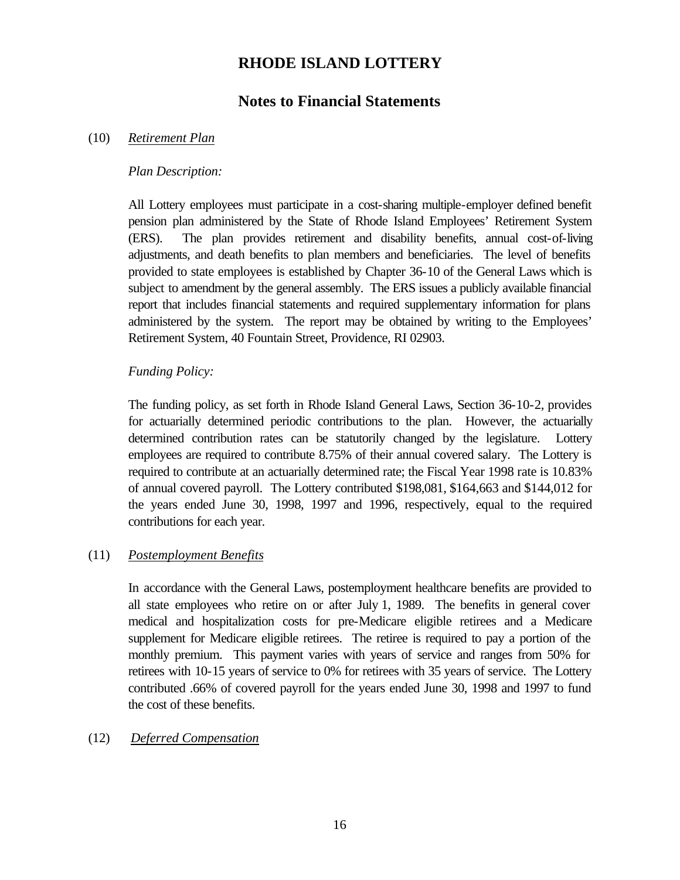# RHODE ISLAND LOTTERY

## Notes to Financial Statements

(10) *Retirement Plan*

*Plan Description:*

All Lottery employees must participate in a cost-sharing multiple-employer defined benefit pension plan administered by the State of Rhode Island Employees' Retirement System (ERS). The plan provides retirement and disability benefits, annual cost-of-living adjustments, and death benefits to plan members and beneficiaries. The level of benefits provided to state employees is established by Chapter 36-10 of the General Laws which is subject to amendment by the general assembly. The ERS issues a publicly available financial report that includes financial statements and required supplementary information for plans administered by the system. The report may be obtained by writing to the Employees' Retirement System, 40 Fountain Street, Providence, RI 02903.

*Funding Policy:*

The funding policy, as set forth in Rhode Island General Laws, Section 36-10-2, provides for actuarially determined periodic contributions to the plan. However, the actuarially determined contribution rates can be statutorily changed by the legislature. Lottery employees are required to contribute 8.75% of their annual covered salary. The Lottery is required to contribute at an actuarially determined rate; the Fiscal Year 1998 rate is 10.83% of annual covered payroll. The Lottery contributed $198,081, $164,663 and $144,012 for the years ended June 30, 1998, 1997 and 1996, respectively, equal to the required contributions for each year.

(11) *Postemployment Benefits*

In accordance with the General Laws, postemployment healthcare benefits are provided to all state employees who retire on or after July 1, 1989. The benefits in general cover medical and hospitalization costs for pre-Medicare eligible retirees and a Medicare supplement for Medicare eligible retirees. The retiree is required to pay a portion of the monthly premium. This payment varies with years of service and ranges from 50% for retirees with 10-15 years of service to 0% for retirees with 35 years of service. The Lottery contributed .66% of covered payroll for the years ended June 30, 1998 and 1997 to fund the cost of these benefits.

(12) *Deferred Compensation*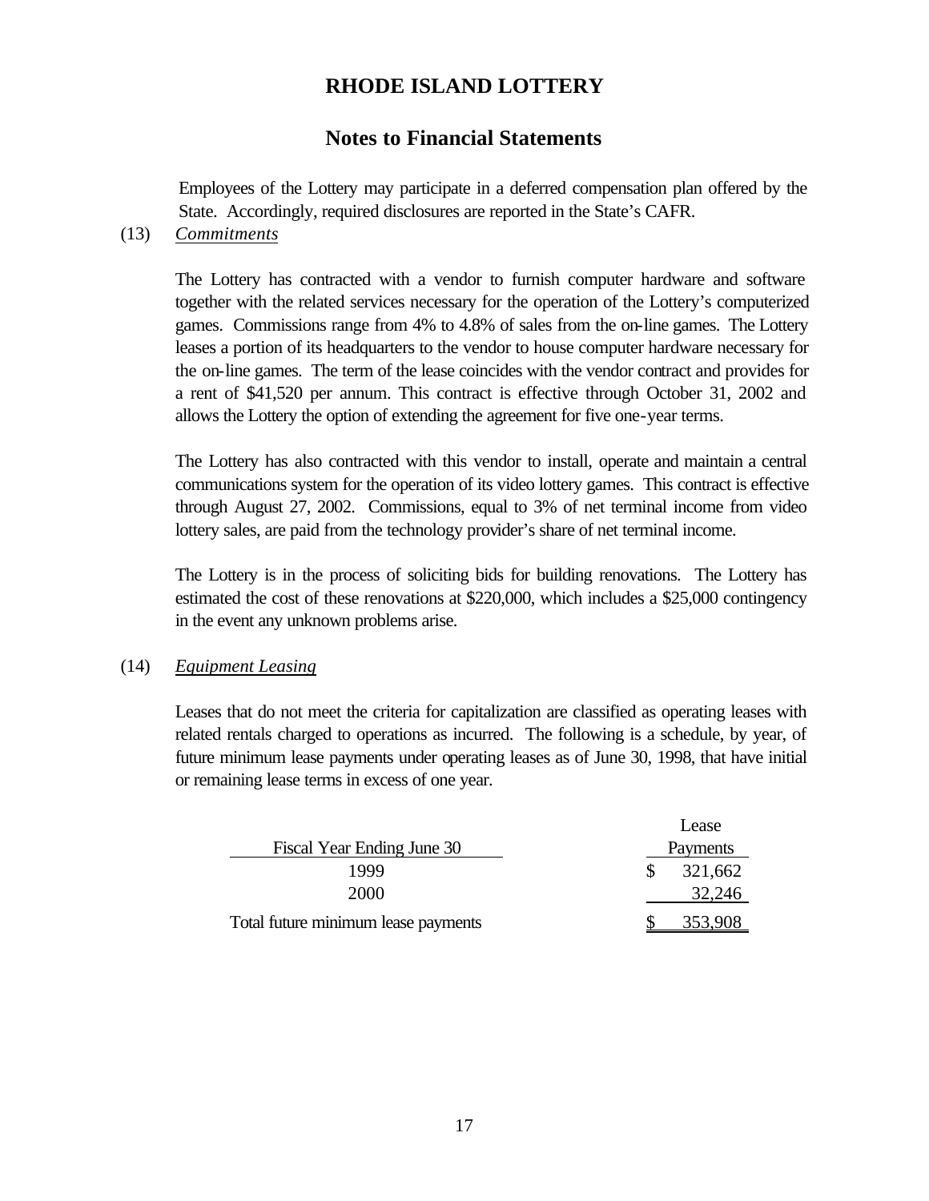Employees of the Lottery may participate in a deferred compensation plan offered by the State. Accordingly, required disclosures are reported in the State's CAFR.

(13) *Commitments*

The Lottery has contracted with a vendor to furnish computer hardware and software together with the related services necessary for the operation of the Lottery's computerized games. Commissions range from 4% to 4.8% of sales from the on-line games. The Lottery leases a portion of its headquarters to the vendor to house computer hardware necessary for the on-line games. The term of the lease coincides with the vendor contract and provides for a rent of $41,520 per annum. This contract is effective through October 31, 2002 and allows the Lottery the option of extending the agreement for five one-year terms.

The Lottery has also contracted with this vendor to install, operate and maintain a central communications system for the operation of its video lottery games. This contract is effective through August 27, 2002. Commissions, equal to 3% of net terminal income from video lottery sales, are paid from the technology provider's share of net terminal income.

The Lottery is in the process of soliciting bids for building renovations. The Lottery has estimated the cost of these renovations at $220,000, which includes a $25,000 contingency in the event any unknown problems arise.

(14) *Equipment Leasing*

Leases that do not meet the criteria for capitalization are classified as operating leases with related rentals charged to operations as incurred. The following is a schedule, by year, of future minimum lease payments under operating leases as of June 30, 1998, that have initial or remaining lease terms in excess of one year.

| Fiscal Year Ending June 30 | Lease Payments |
|---|---|
| 1999 | $ 321,662 |
| 2000 | 32,246 |
| Total future minimum lease payments | $ 353,908 |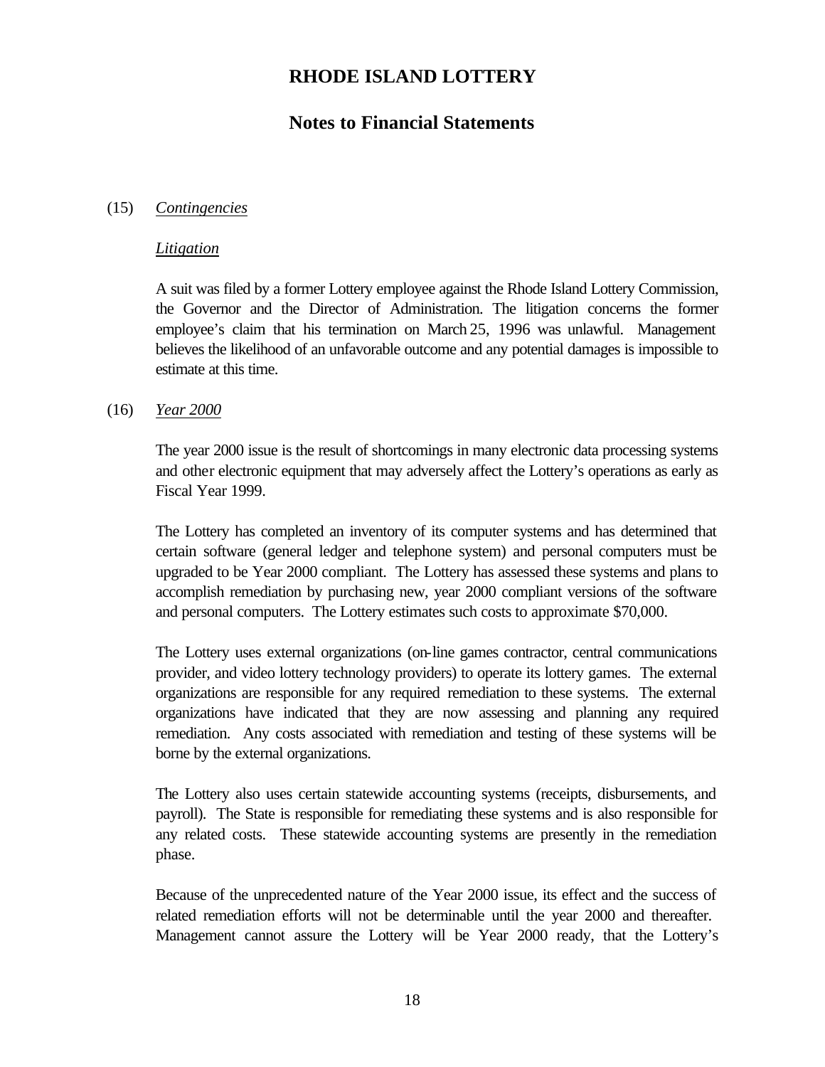# RHODE ISLAND LOTTERY

## Notes to Financial Statements

(15) *Contingencies*

*Litigation*

A suit was filed by a former Lottery employee against the Rhode Island Lottery Commission, the Governor and the Director of Administration. The litigation concerns the former employee's claim that his termination on March 25, 1996 was unlawful. Management believes the likelihood of an unfavorable outcome and any potential damages is impossible to estimate at this time.

(16) *Year 2000*

The year 2000 issue is the result of shortcomings in many electronic data processing systems and other electronic equipment that may adversely affect the Lottery's operations as early as Fiscal Year 1999.

The Lottery has completed an inventory of its computer systems and has determined that certain software (general ledger and telephone system) and personal computers must be upgraded to be Year 2000 compliant. The Lottery has assessed these systems and plans to accomplish remediation by purchasing new, year 2000 compliant versions of the software and personal computers. The Lottery estimates such costs to approximate $70,000.

The Lottery uses external organizations (on-line games contractor, central communications provider, and video lottery technology providers) to operate its lottery games. The external organizations are responsible for any required remediation to these systems. The external organizations have indicated that they are now assessing and planning any required remediation. Any costs associated with remediation and testing of these systems will be borne by the external organizations.

The Lottery also uses certain statewide accounting systems (receipts, disbursements, and payroll). The State is responsible for remediating these systems and is also responsible for any related costs. These statewide accounting systems are presently in the remediation phase.

Because of the unprecedented nature of the Year 2000 issue, its effect and the success of related remediation efforts will not be determinable until the year 2000 and thereafter. Management cannot assure the Lottery will be Year 2000 ready, that the Lottery's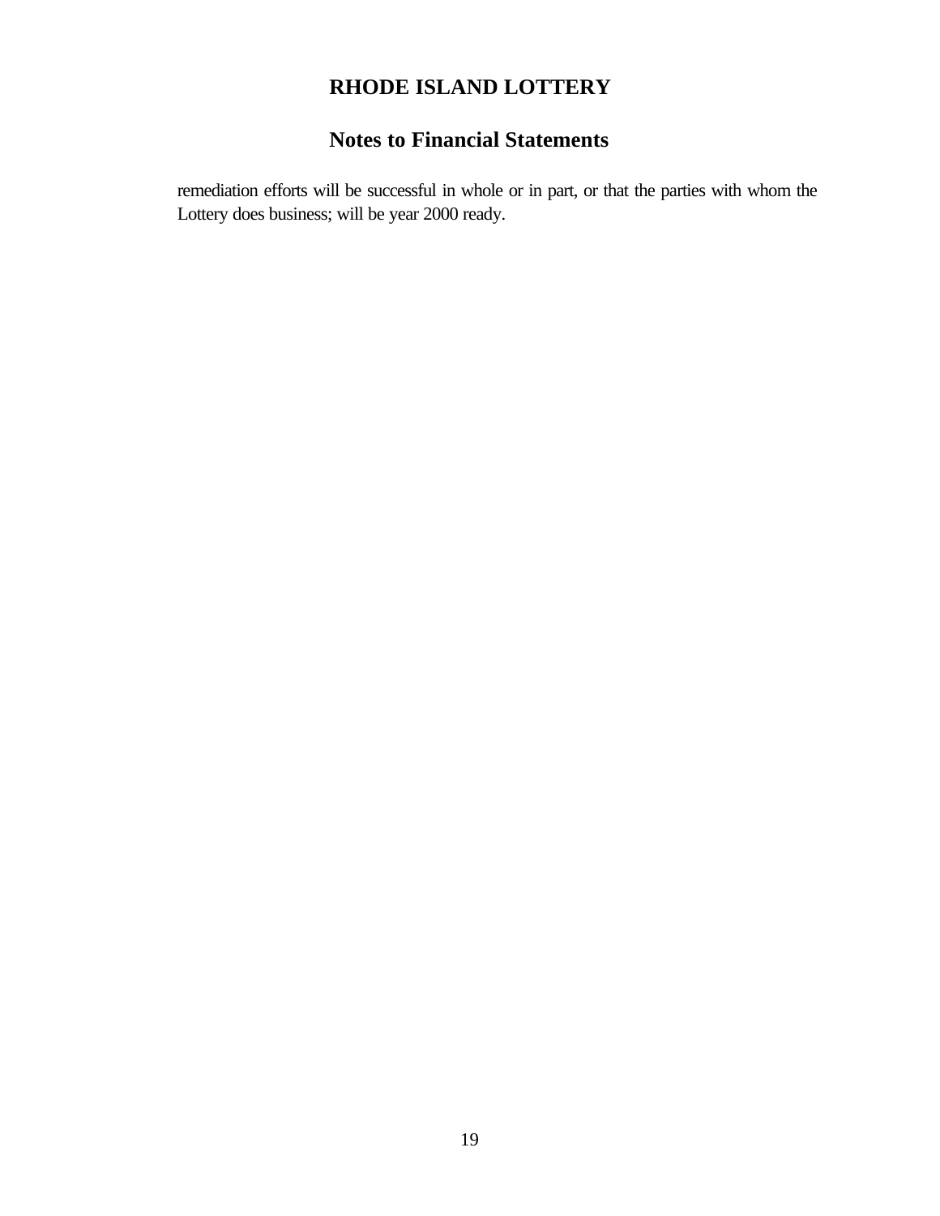# RHODE ISLAND LOTTERY

## Notes to Financial Statements

remediation efforts will be successful in whole or in part, or that the parties with whom the Lottery does business; will be year 2000 ready.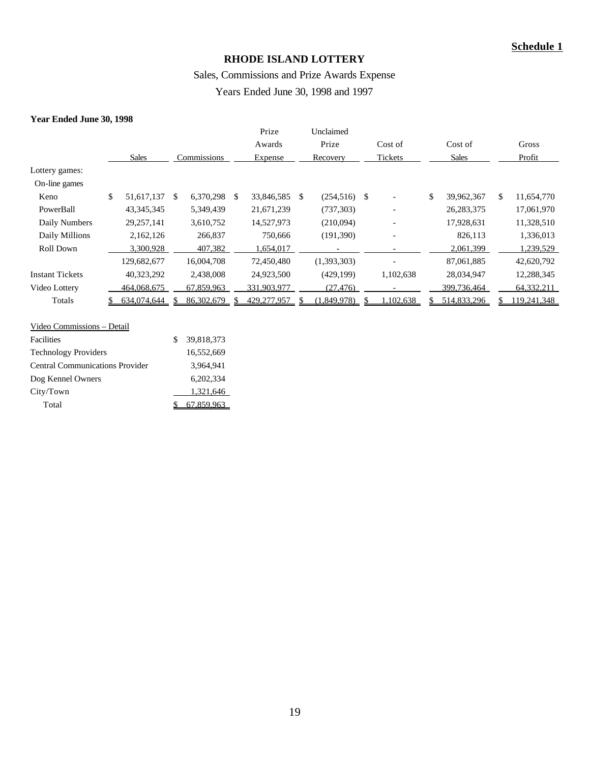**Schedule 1**

# RHODE ISLAND LOTTERY

## Sales, Commissions and Prize Awards Expense

## Years Ended June 30, 1998 and 1997

**Year Ended June 30, 1998**

| | Sales | Commissions | Prize Awards Expense | Unclaimed Prize Recovery | Cost of Tickets | Cost of Sales | Gross Profit |
|---|---|---|---|---|---|---|---|
| Lottery games: | | | | | | | |
| On-line games | | | | | | | |
| Keno | $ 51,617,137 | $ 6,370,298 | $ 33,846,585 | $ (254,516) | $ - | $ 39,962,367 | $ 11,654,770 |
| PowerBall | 43,345,345 | 5,349,439 | 21,671,239 | (737,303) | - | 26,283,375 | 17,061,970 |
| Daily Numbers | 29,257,141 | 3,610,752 | 14,527,973 | (210,094) | - | 17,928,631 | 11,328,510 |
| Daily Millions | 2,162,126 | 266,837 | 750,666 | (191,390) | - | 826,113 | 1,336,013 |
| Roll Down | 3,300,928 | 407,382 | 1,654,017 | - | - | 2,061,399 | 1,239,529 |
| | 129,682,677 | 16,004,708 | 72,450,480 | (1,393,303) | - | 87,061,885 | 42,620,792 |
| Instant Tickets | 40,323,292 | 2,438,008 | 24,923,500 | (429,199) | 1,102,638 | 28,034,947 | 12,288,345 |
| Video Lottery | 464,068,675 | 67,859,963 | 331,903,977 | (27,476) | - | 399,736,464 | 64,332,211 |
| Totals | $ 634,074,644 | $ 86,302,679 | $ 429,277,957 | $ (1,849,978) | $ 1,102,638 | $ 514,833,296 | $ 119,241,348 |

| Video Commissions – Detail | |
|---|---|
| Facilities | $ 39,818,373 |
| Technology Providers | 16,552,669 |
| Central Communications Provider | 3,964,941 |
| Dog Kennel Owners | 6,202,334 |
| City/Town | 1,321,646 |
| Total | $ 67,859,963 |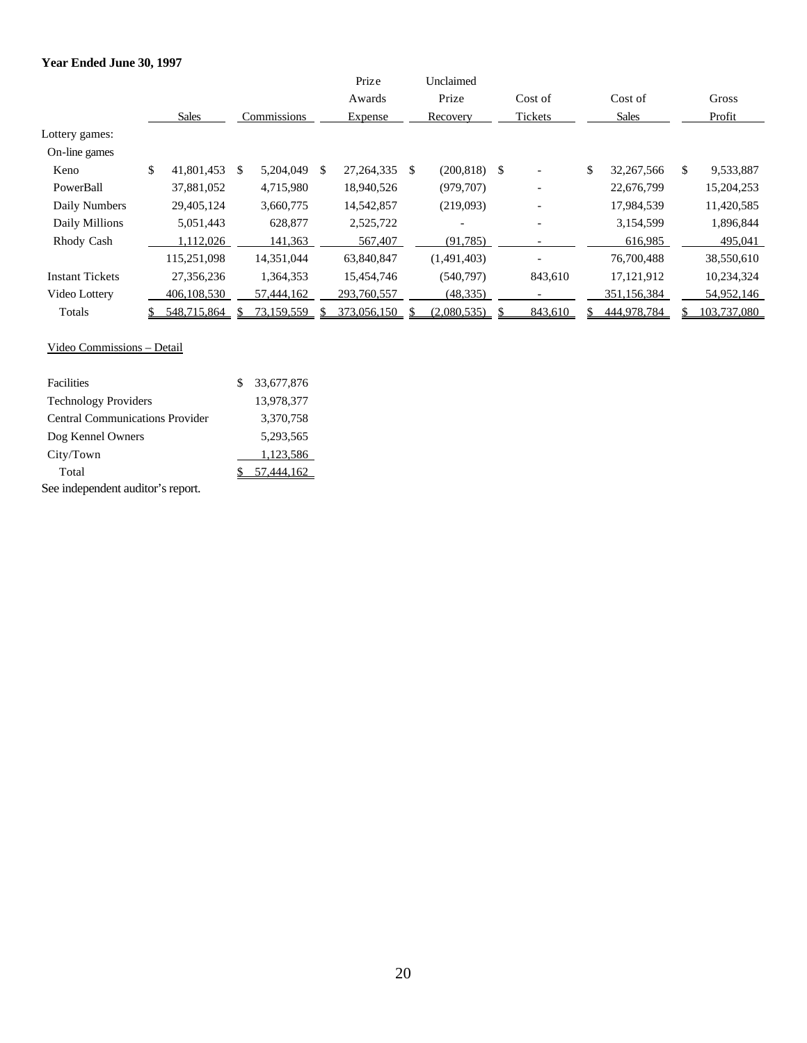**Year Ended June 30, 1997**

| | Sales | Commissions | Prize Awards Expense | Unclaimed Prize Recovery | Cost of Tickets | Cost of Sales | Gross Profit |
|---|---|---|---|---|---|---|---|
| Lottery games: | | | | | | | |
| On-line games | | | | | | | |
| Keno | $ 41,801,453 | $ 5,204,049 | $ 27,264,335 | $ (200,818) | $ - | $ 32,267,566 | $ 9,533,887 |
| PowerBall | 37,881,052 | 4,715,980 | 18,940,526 | (979,707) | - | 22,676,799 | 15,204,253 |
| Daily Numbers | 29,405,124 | 3,660,775 | 14,542,857 | (219,093) | - | 17,984,539 | 11,420,585 |
| Daily Millions | 5,051,443 | 628,877 | 2,525,722 | - | - | 3,154,599 | 1,896,844 |
| Rhody Cash | 1,112,026 | 141,363 | 567,407 | (91,785) | - | 616,985 | 495,041 |
| | 115,251,098 | 14,351,044 | 63,840,847 | (1,491,403) | - | 76,700,488 | 38,550,610 |
| Instant Tickets | 27,356,236 | 1,364,353 | 15,454,746 | (540,797) | 843,610 | 17,121,912 | 10,234,324 |
| Video Lottery | 406,108,530 | 57,444,162 | 293,760,557 | (48,335) | - | 351,156,384 | 54,952,146 |
| Totals | $ 548,715,864 | $ 73,159,559 | $ 373,056,150 | $ (2,080,535) | $ 843,610 | $ 444,978,784 | $ 103,737,080 |

Video Commissions – Detail

| | |
|---|---|
| Facilities | $ 33,677,876 |
| Technology Providers | 13,978,377 |
| Central Communications Provider | 3,370,758 |
| Dog Kennel Owners | 5,293,565 |
| City/Town | 1,123,586 |
| Total | $ 57,444,162 |

See independent auditor's report.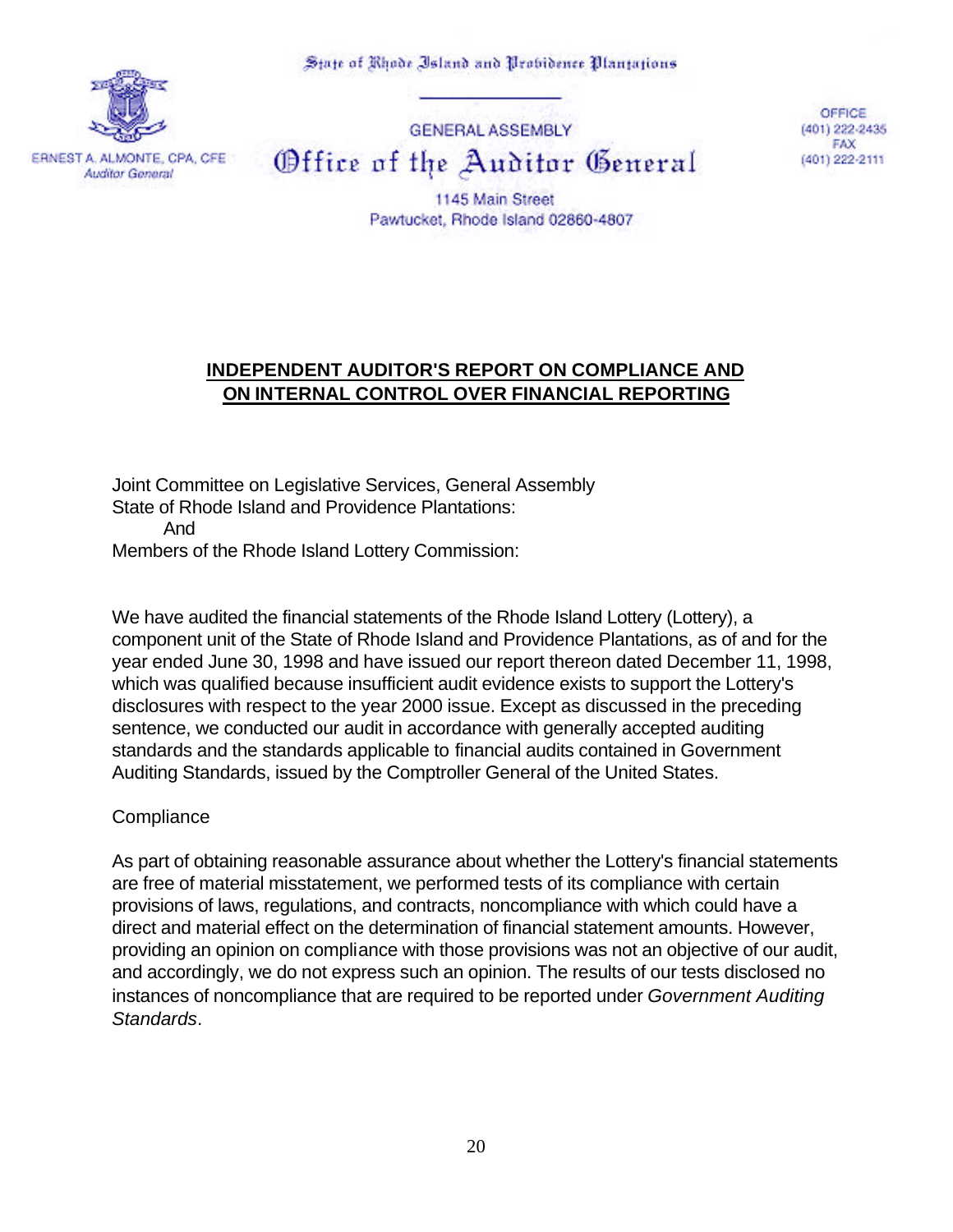State of Rhode Island and Providence Plantations

GENERAL ASSEMBLY

# Office of the Auditor General

ERNEST A. ALMONTE, CPA, CFE
*Auditor General*

1145 Main Street
Pawtucket, Rhode Island 02860-4807

OFFICE
(401) 222-2435
FAX
(401) 222-2111

## INDEPENDENT AUDITOR'S REPORT ON COMPLIANCE AND ON INTERNAL CONTROL OVER FINANCIAL REPORTING

Joint Committee on Legislative Services, General Assembly
State of Rhode Island and Providence Plantations:
And
Members of the Rhode Island Lottery Commission:

We have audited the financial statements of the Rhode Island Lottery (Lottery), a component unit of the State of Rhode Island and Providence Plantations, as of and for the year ended June 30, 1998 and have issued our report thereon dated December 11, 1998, which was qualified because insufficient audit evidence exists to support the Lottery's disclosures with respect to the year 2000 issue. Except as discussed in the preceding sentence, we conducted our audit in accordance with generally accepted auditing standards and the standards applicable to financial audits contained in Government Auditing Standards, issued by the Comptroller General of the United States.

Compliance

As part of obtaining reasonable assurance about whether the Lottery's financial statements are free of material misstatement, we performed tests of its compliance with certain provisions of laws, regulations, and contracts, noncompliance with which could have a direct and material effect on the determination of financial statement amounts. However, providing an opinion on compliance with those provisions was not an objective of our audit, and accordingly, we do not express such an opinion. The results of our tests disclosed no instances of noncompliance that are required to be reported under *Government Auditing Standards*.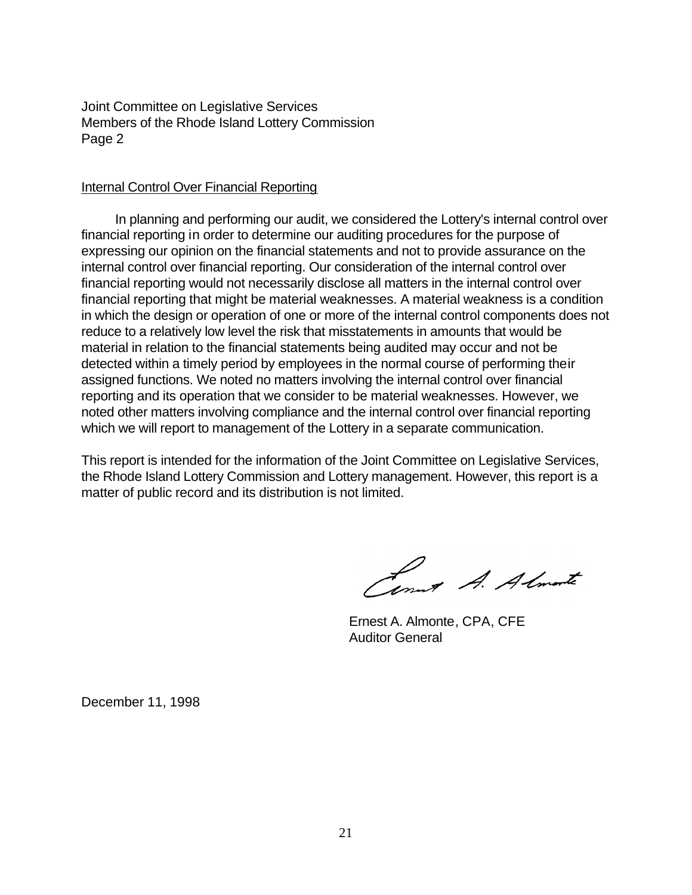Joint Committee on Legislative Services
Members of the Rhode Island Lottery Commission
Page 2

Internal Control Over Financial Reporting

In planning and performing our audit, we considered the Lottery's internal control over financial reporting in order to determine our auditing procedures for the purpose of expressing our opinion on the financial statements and not to provide assurance on the internal control over financial reporting. Our consideration of the internal control over financial reporting would not necessarily disclose all matters in the internal control over financial reporting that might be material weaknesses. A material weakness is a condition in which the design or operation of one or more of the internal control components does not reduce to a relatively low level the risk that misstatements in amounts that would be material in relation to the financial statements being audited may occur and not be detected within a timely period by employees in the normal course of performing their assigned functions. We noted no matters involving the internal control over financial reporting and its operation that we consider to be material weaknesses. However, we noted other matters involving compliance and the internal control over financial reporting which we will report to management of the Lottery in a separate communication.

This report is intended for the information of the Joint Committee on Legislative Services, the Rhode Island Lottery Commission and Lottery management. However, this report is a matter of public record and its distribution is not limited.

Ernest A. Almonte, CPA, CFE
Auditor General

December 11, 1998